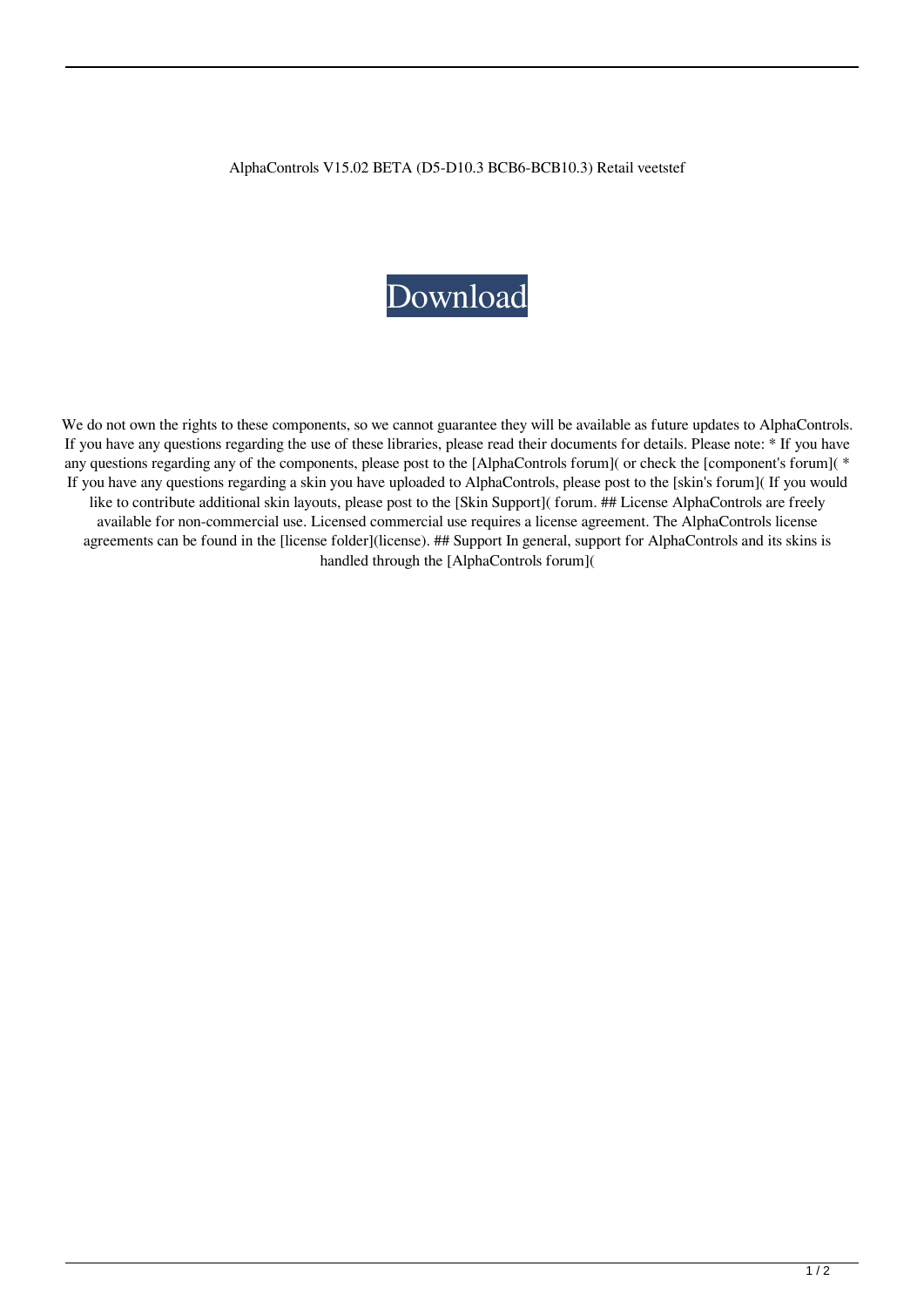AlphaControls V15.02 BETA (D5-D10.3 BCB6-BCB10.3) Retail veetstef

Download

We do not own the rights to these components, so we cannot guarantee they will be available as future updates to AlphaControls. If you have any questions regarding the use of these libraries, please read their documents for details. Please note: * If you have any questions regarding any of the components, please post to the [AlphaControls forum]( or check the [component's forum]( * If you have any questions regarding a skin you have uploaded to AlphaControls, please post to the [skin's forum]( If you would like to contribute additional skin layouts, please post to the [Skin Support]( forum. ## License AlphaControls are freely available for non-commercial use. Licensed commercial use requires a license agreement. The AlphaControls license agreements can be found in the [license folder](license). ## Support In general, support for AlphaControls and its skins is handled through the [AlphaControls forum](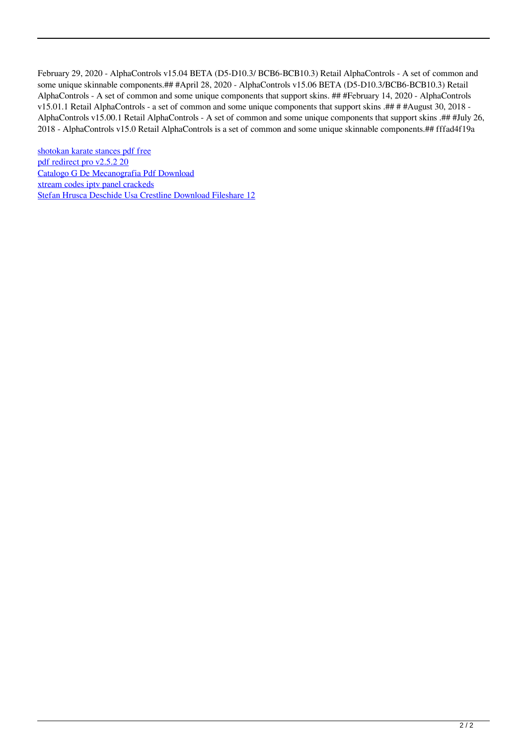February 29, 2020 - AlphaControls v15.04 BETA (D5-D10.3/ BCB6-BCB10.3) Retail AlphaControls - A set of common and some unique skinnable components.## #April 28, 2020 - AlphaControls v15.06 BETA (D5-D10.3/BCB6-BCB10.3) Retail AlphaControls - A set of common and some unique components that support skins. ## #February 14, 2020 - AlphaControls v15.01.1 Retail AlphaControls - a set of common and some unique components that support skins .## # #August 30, 2018 - AlphaControls v15.00.1 Retail AlphaControls - A set of common and some unique components that support skins .## #July 26, 2018 - AlphaControls v15.0 Retail AlphaControls is a set of common and some unique skinnable components.## fffad4f19a

shotokan karate stances pdf free
pdf redirect pro v2.5.2 20
Catalogo G De Mecanografia Pdf Download
xtream codes iptv panel crackeds
Stefan Hrusca Deschide Usa Crestline Download Fileshare 12